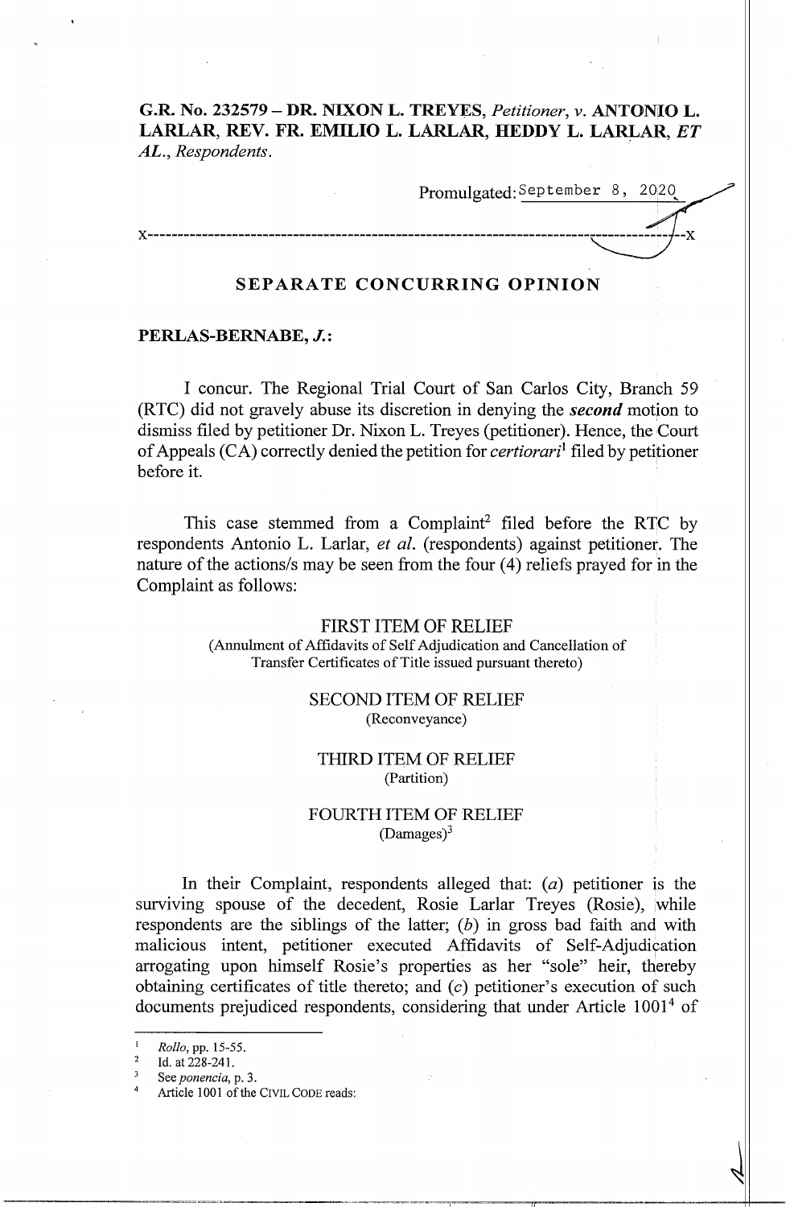**G.R. No. 232579 – DR. NIXON L. TREYES,** *Petitioner*, **v. ANTONIO L. LARLAR, REV. FR. EMILIO L. LARLAR, HEDDY L. LARLAR,** ***ET AL.***, *Respondents*.

Promulgated: September 8, 2020

x-----------------------------------------------------------------------------------------x

## SEPARATE CONCURRING OPINION

**PERLAS-BERNABE, *J.*:**

I concur. The Regional Trial Court of San Carlos City, Branch 59 (RTC) did not gravely abuse its discretion in denying the ***second*** motion to dismiss filed by petitioner Dr. Nixon L. Treyes (petitioner). Hence, the Court of Appeals (CA) correctly denied the petition for *certiorari*[1] filed by petitioner before it.

This case stemmed from a Complaint[2] filed before the RTC by respondents Antonio L. Larlar, *et al.* (respondents) against petitioner. The nature of the actions/s may be seen from the four (4) reliefs prayed for in the Complaint as follows:

> FIRST ITEM OF RELIEF
> (Annulment of Affidavits of Self Adjudication and Cancellation of Transfer Certificates of Title issued pursuant thereto)
>
> SECOND ITEM OF RELIEF
> (Reconveyance)
>
> THIRD ITEM OF RELIEF
> (Partition)
>
> FOURTH ITEM OF RELIEF
> (Damages)[3]

In their Complaint, respondents alleged that: (*a*) petitioner is the surviving spouse of the decedent, Rosie Larlar Treyes (Rosie), while respondents are the siblings of the latter; (*b*) in gross bad faith and with malicious intent, petitioner executed Affidavits of Self-Adjudication arrogating upon himself Rosie's properties as her "sole" heir, thereby obtaining certificates of title thereto; and (*c*) petitioner's execution of such documents prejudiced respondents, considering that under Article 1001[4] of

---

[1] *Rollo*, pp. 15-55.

[2] Id. at 228-241.

[3] See *ponencia*, p. 3.

[4] Article 1001 of the CIVIL CODE reads: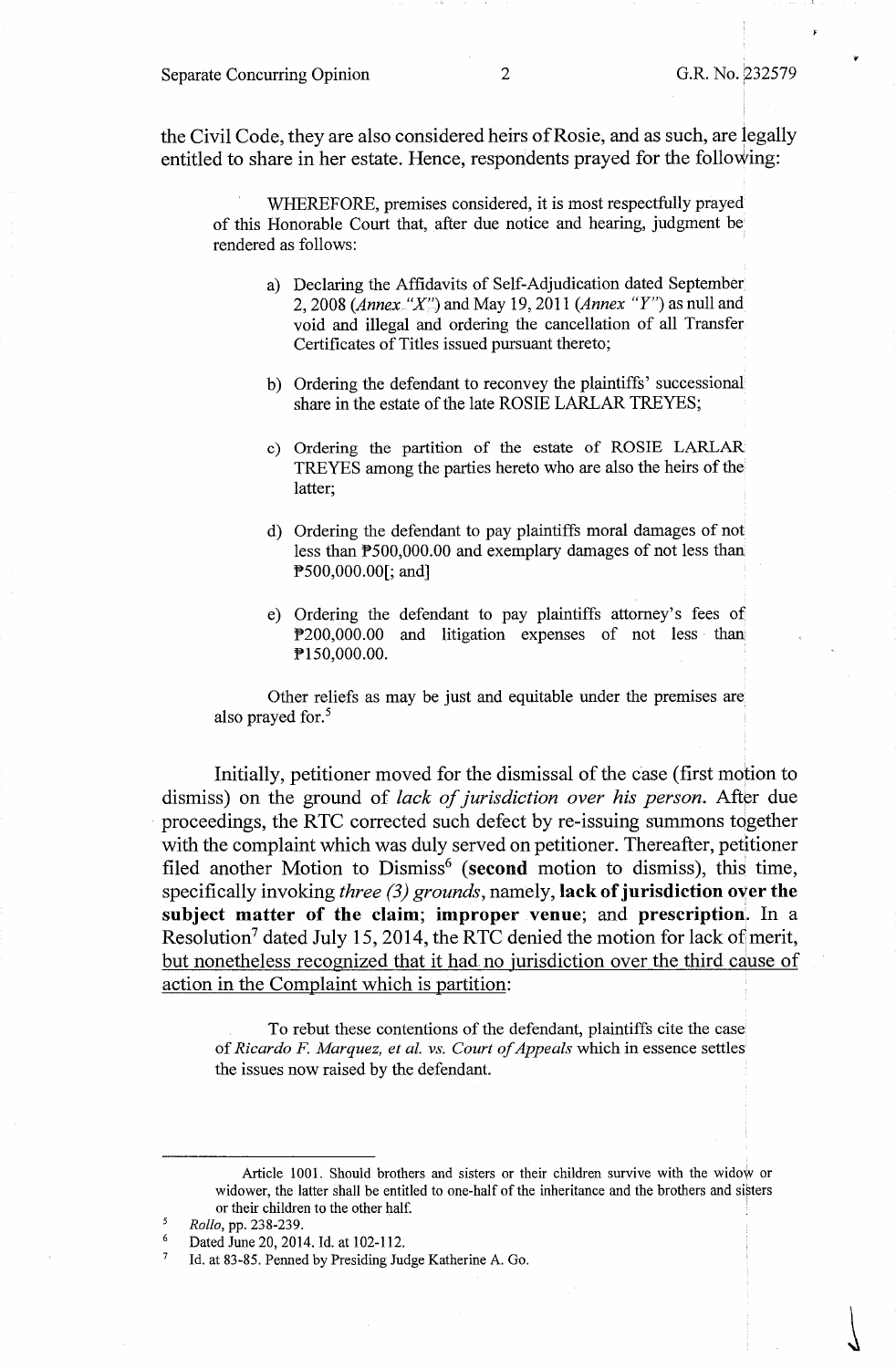the Civil Code, they are also considered heirs of Rosie, and as such, are legally entitled to share in her estate. Hence, respondents prayed for the following:

> WHEREFORE, premises considered, it is most respectfully prayed of this Honorable Court that, after due notice and hearing, judgment be rendered as follows:
>
> a) Declaring the Affidavits of Self-Adjudication dated September 2, 2008 (*Annex "X"*) and May 19, 2011 (*Annex "Y"*) as null and void and illegal and ordering the cancellation of all Transfer Certificates of Titles issued pursuant thereto;
>
> b) Ordering the defendant to reconvey the plaintiffs' successional share in the estate of the late ROSIE LARLAR TREYES;
>
> c) Ordering the partition of the estate of ROSIE LARLAR TREYES among the parties hereto who are also the heirs of the latter;
>
> d) Ordering the defendant to pay plaintiffs moral damages of not less than ₱500,000.00 and exemplary damages of not less than ₱500,000.00[; and]
>
> e) Ordering the defendant to pay plaintiffs attorney's fees of ₱200,000.00 and litigation expenses of not less than ₱150,000.00.
>
> Other reliefs as may be just and equitable under the premises are also prayed for.[5]

Initially, petitioner moved for the dismissal of the case (first motion to dismiss) on the ground of *lack of jurisdiction over his person*. After due proceedings, the RTC corrected such defect by re-issuing summons together with the complaint which was duly served on petitioner. Thereafter, petitioner filed another Motion to Dismiss[6] (**second** motion to dismiss), this time, specifically invoking *three (3) grounds*, namely, **lack of jurisdiction over the subject matter of the claim**; **improper venue**; and **prescription**. In a Resolution[7] dated July 15, 2014, the RTC denied the motion for lack of merit, but nonetheless recognized that it had no jurisdiction over the third cause of action in the Complaint which is partition:

> To rebut these contentions of the defendant, plaintiffs cite the case of *Ricardo F. Marquez, et al. vs. Court of Appeals* which in essence settles the issues now raised by the defendant.

---

Article 1001. Should brothers and sisters or their children survive with the widow or widower, the latter shall be entitled to one-half of the inheritance and the brothers and sisters or their children to the other half.

[5] *Rollo*, pp. 238-239.

[6] Dated June 20, 2014. Id. at 102-112.

[7] Id. at 83-85. Penned by Presiding Judge Katherine A. Go.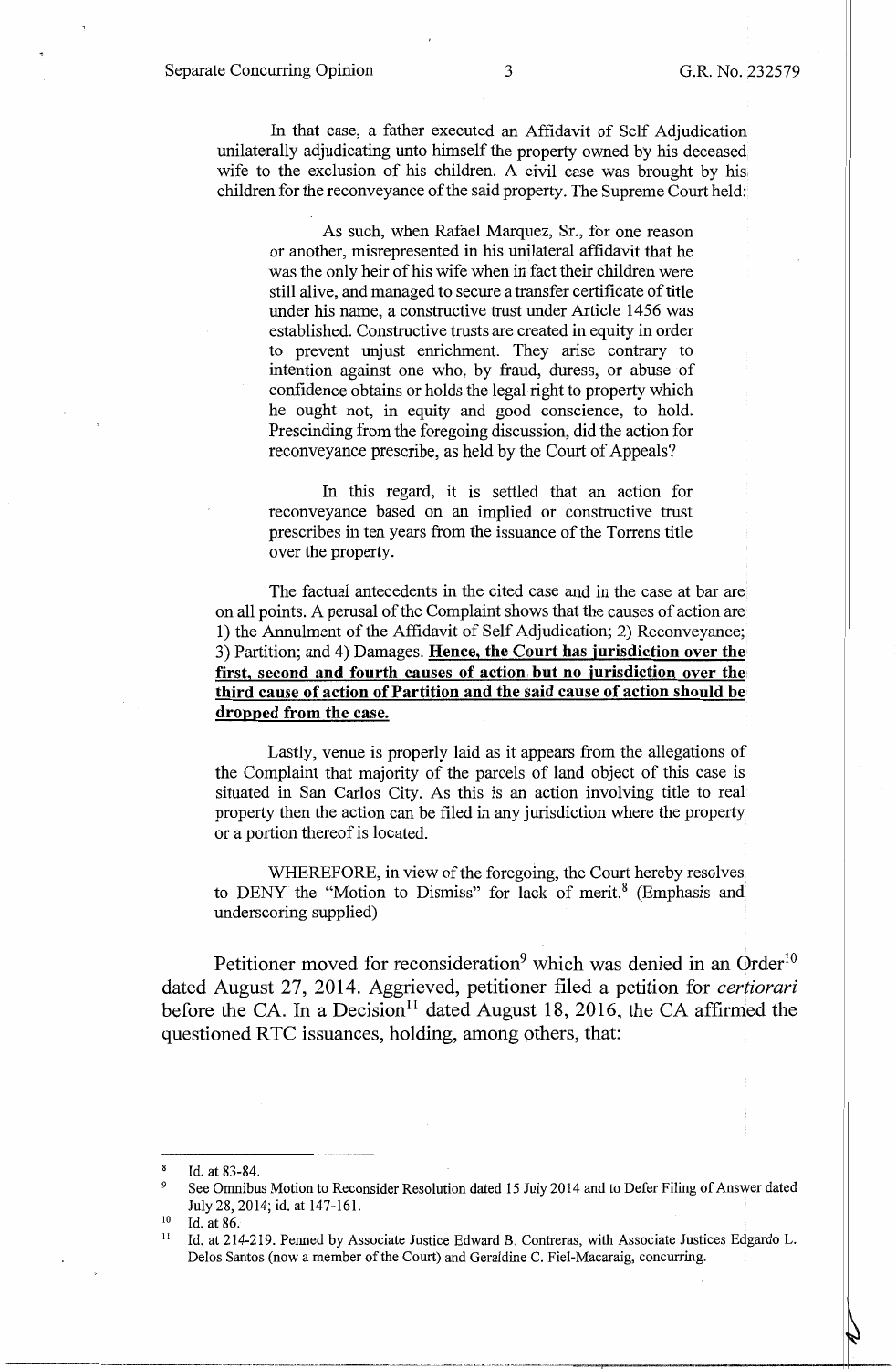In that case, a father executed an Affidavit of Self Adjudication unilaterally adjudicating unto himself the property owned by his deceased wife to the exclusion of his children. A civil case was brought by his children for the reconveyance of the said property. The Supreme Court held:

> As such, when Rafael Marquez, Sr., for one reason or another, misrepresented in his unilateral affidavit that he was the only heir of his wife when in fact their children were still alive, and managed to secure a transfer certificate of title under his name, a constructive trust under Article 1456 was established. Constructive trusts are created in equity in order to prevent unjust enrichment. They arise contrary to intention against one who, by fraud, duress, or abuse of confidence obtains or holds the legal right to property which he ought not, in equity and good conscience, to hold. Prescinding from the foregoing discussion, did the action for reconveyance prescribe, as held by the Court of Appeals?
>
> In this regard, it is settled that an action for reconveyance based on an implied or constructive trust prescribes in ten years from the issuance of the Torrens title over the property.

The factual antecedents in the cited case and in the case at bar are on all points. A perusal of the Complaint shows that the causes of action are 1) the Annulment of the Affidavit of Self Adjudication; 2) Reconveyance; 3) Partition; and 4) Damages. **<u>Hence, the Court has jurisdiction over the first, second and fourth causes of action but no jurisdiction over the third cause of action of Partition and the said cause of action should be dropped from the case.</u>**

Lastly, venue is properly laid as it appears from the allegations of the Complaint that majority of the parcels of land object of this case is situated in San Carlos City. As this is an action involving title to real property then the action can be filed in any jurisdiction where the property or a portion thereof is located.

WHEREFORE, in view of the foregoing, the Court hereby resolves to DENY the "Motion to Dismiss" for lack of merit.[8] (Emphasis and underscoring supplied)

Petitioner moved for reconsideration[9] which was denied in an Order[10] dated August 27, 2014. Aggrieved, petitioner filed a petition for *certiorari* before the CA. In a Decision[11] dated August 18, 2016, the CA affirmed the questioned RTC issuances, holding, among others, that:

---

[8] Id. at 83-84.

[9] See Omnibus Motion to Reconsider Resolution dated 15 July 2014 and to Defer Filing of Answer dated July 28, 2014; id. at 147-161.

[10] Id. at 86.

[11] Id. at 214-219. Penned by Associate Justice Edward B. Contreras, with Associate Justices Edgardo L. Delos Santos (now a member of the Court) and Geraldine C. Fiel-Macaraig, concurring.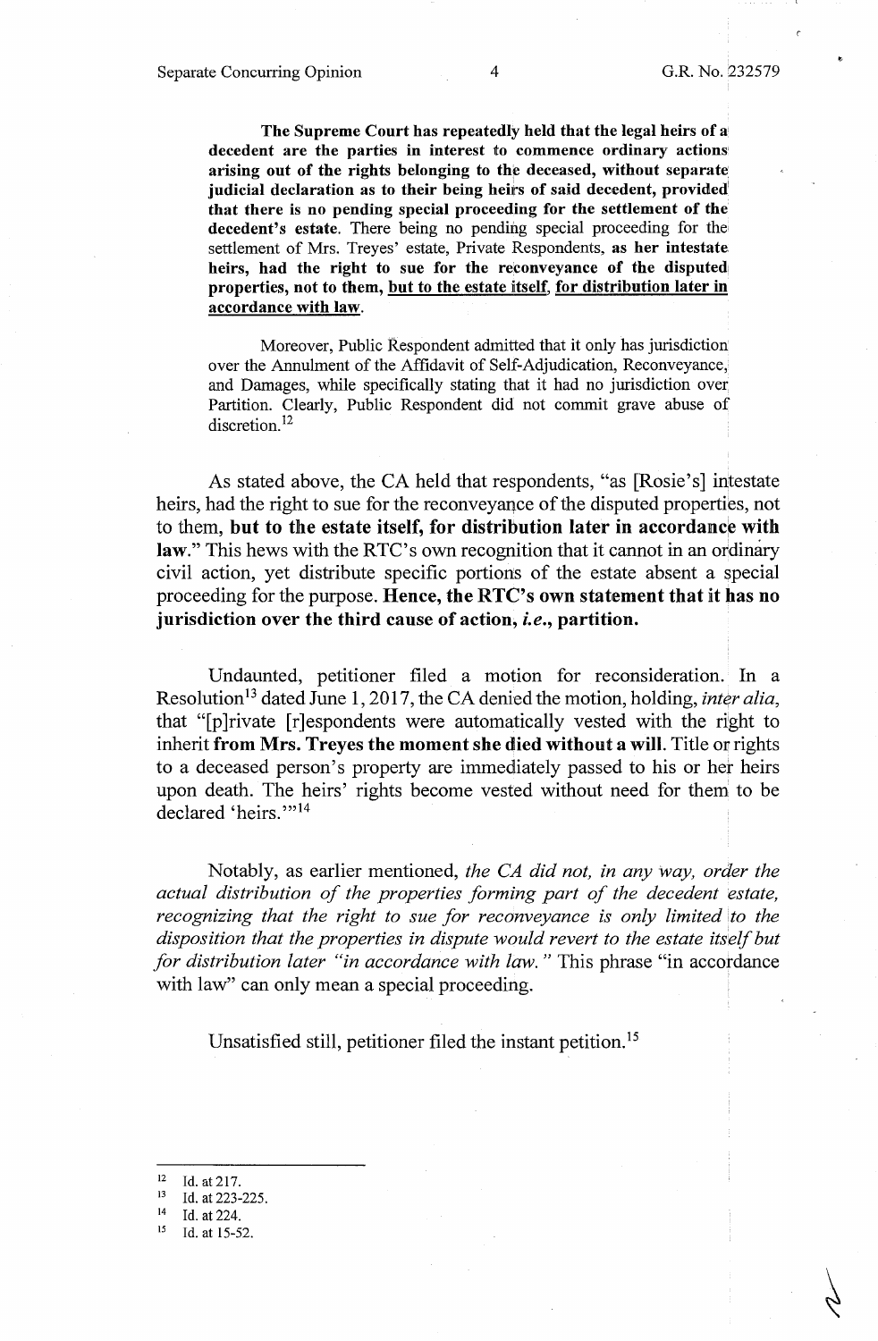> **The Supreme Court has repeatedly held that the legal heirs of a decedent are the parties in interest to commence ordinary actions arising out of the rights belonging to the deceased, without separate judicial declaration as to their being heirs of said decedent, provided that there is no pending special proceeding for the settlement of the decedent's estate**. There being no pending special proceeding for the settlement of Mrs. Treyes' estate, Private Respondents, **as her intestate heirs, had the right to sue for the reconveyance of the disputed properties, not to them, <u>but to the estate itself</u>, <u>for distribution later in accordance with law</u>.**
>
> Moreover, Public Respondent admitted that it only has jurisdiction over the Annulment of the Affidavit of Self-Adjudication, Reconveyance, and Damages, while specifically stating that it had no jurisdiction over Partition. Clearly, Public Respondent did not commit grave abuse of discretion.[12]

As stated above, the CA held that respondents, "as [Rosie's] intestate heirs, had the right to sue for the reconveyance of the disputed properties, not to them, **but to the estate itself, for distribution later in accordance with law**." This hews with the RTC's own recognition that it cannot in an ordinary civil action, yet distribute specific portions of the estate absent a special proceeding for the purpose. **Hence, the RTC's own statement that it has no jurisdiction over the third cause of action, *i.e.*, partition.**

Undaunted, petitioner filed a motion for reconsideration. In a Resolution[13] dated June 1, 2017, the CA denied the motion, holding, *inter alia*, that "[p]rivate [r]espondents were automatically vested with the right to inherit **from Mrs. Treyes the moment she died without a will**. Title or rights to a deceased person's property are immediately passed to his or her heirs upon death. The heirs' rights become vested without need for them to be declared 'heirs.'"[14]

Notably, as earlier mentioned, *the CA did not, in any way, order the actual distribution of the properties forming part of the decedent estate, recognizing that the right to sue for reconveyance is only limited to the disposition that the properties in dispute would revert to the estate itself but for distribution later "in accordance with law."* This phrase "in accordance with law" can only mean a special proceeding.

Unsatisfied still, petitioner filed the instant petition.[15]

---

[12] Id. at 217.
[13] Id. at 223-225.
[14] Id. at 224.
[15] Id. at 15-52.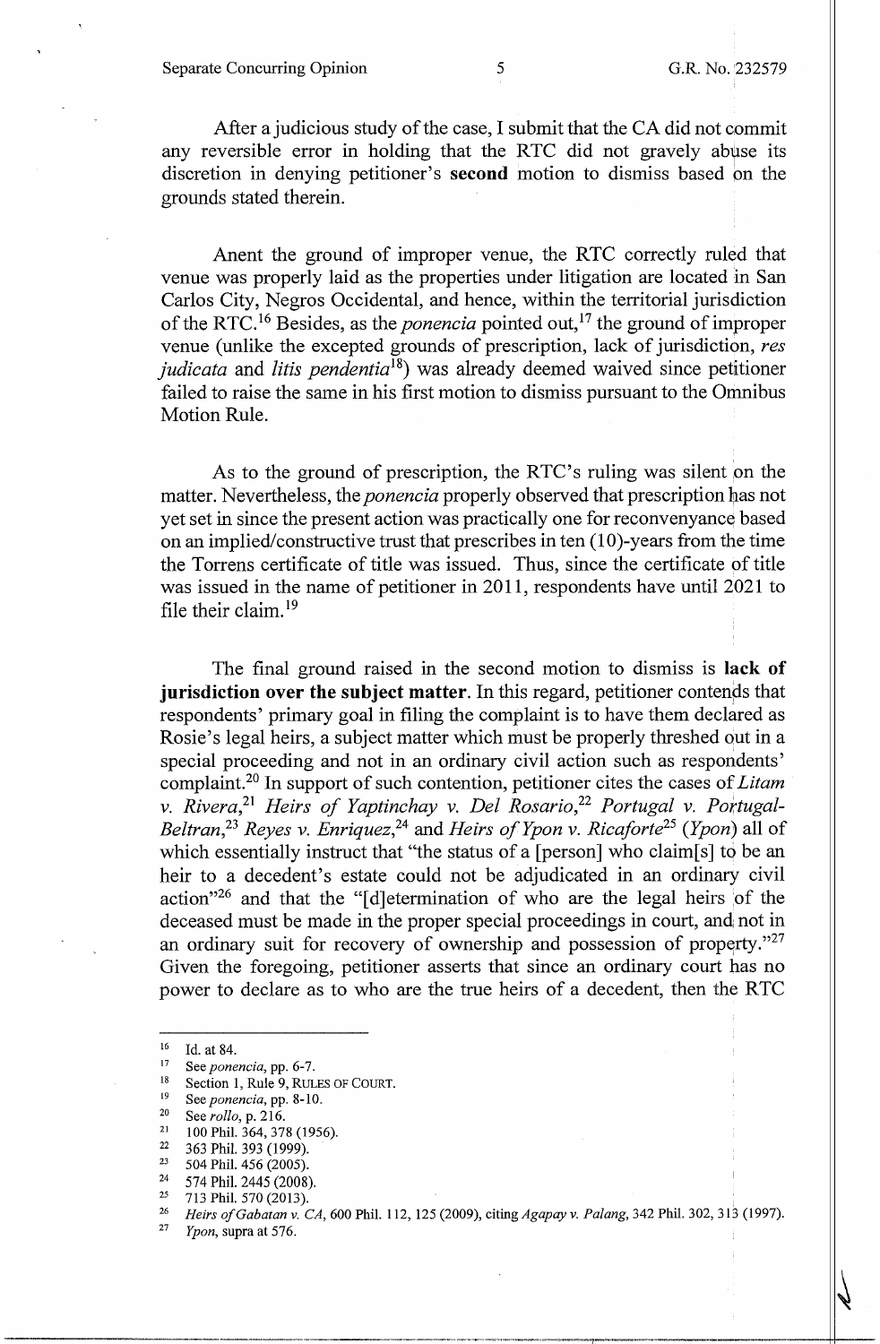After a judicious study of the case, I submit that the CA did not commit any reversible error in holding that the RTC did not gravely abuse its discretion in denying petitioner's **second** motion to dismiss based on the grounds stated therein.

Anent the ground of improper venue, the RTC correctly ruled that venue was properly laid as the properties under litigation are located in San Carlos City, Negros Occidental, and hence, within the territorial jurisdiction of the RTC.[16] Besides, as the *ponencia* pointed out,[17] the ground of improper venue (unlike the excepted grounds of prescription, lack of jurisdiction, *res judicata* and *litis pendentia*[18]) was already deemed waived since petitioner failed to raise the same in his first motion to dismiss pursuant to the Omnibus Motion Rule.

As to the ground of prescription, the RTC's ruling was silent on the matter. Nevertheless, the *ponencia* properly observed that prescription has not yet set in since the present action was practically one for reconvenyance based on an implied/constructive trust that prescribes in ten (10)-years from the time the Torrens certificate of title was issued. Thus, since the certificate of title was issued in the name of petitioner in 2011, respondents have until 2021 to file their claim.[19]

The final ground raised in the second motion to dismiss is **lack of jurisdiction over the subject matter**. In this regard, petitioner contends that respondents' primary goal in filing the complaint is to have them declared as Rosie's legal heirs, a subject matter which must be properly threshed out in a special proceeding and not in an ordinary civil action such as respondents' complaint.[20] In support of such contention, petitioner cites the cases of *Litam v. Rivera*,[21] *Heirs of Yaptinchay v. Del Rosario*,[22] *Portugal v. Portugal-Beltran*,[23] *Reyes v. Enriquez*,[24] and *Heirs of Ypon v. Ricaforte*[25] (*Ypon*) all of which essentially instruct that "the status of a [person] who claim[s] to be an heir to a decedent's estate could not be adjudicated in an ordinary civil action"[26] and that the "[d]etermination of who are the legal heirs of the deceased must be made in the proper special proceedings in court, and not in an ordinary suit for recovery of ownership and possession of property."[27] Given the foregoing, petitioner asserts that since an ordinary court has no power to declare as to who are the true heirs of a decedent, then the RTC

---

[16] Id. at 84.

[17] See *ponencia*, pp. 6-7.

[18] Section 1, Rule 9, RULES OF COURT.

[19] See *ponencia*, pp. 8-10.

[20] See *rollo*, p. 216.

[21] 100 Phil. 364, 378 (1956).

[22] 363 Phil. 393 (1999).

[23] 504 Phil. 456 (2005).

[24] 574 Phil. 2445 (2008).

[25] 713 Phil. 570 (2013).

[26] *Heirs of Gabatan v. CA*, 600 Phil. 112, 125 (2009), citing *Agapay v. Palang*, 342 Phil. 302, 313 (1997).

[27] *Ypon*, supra at 576.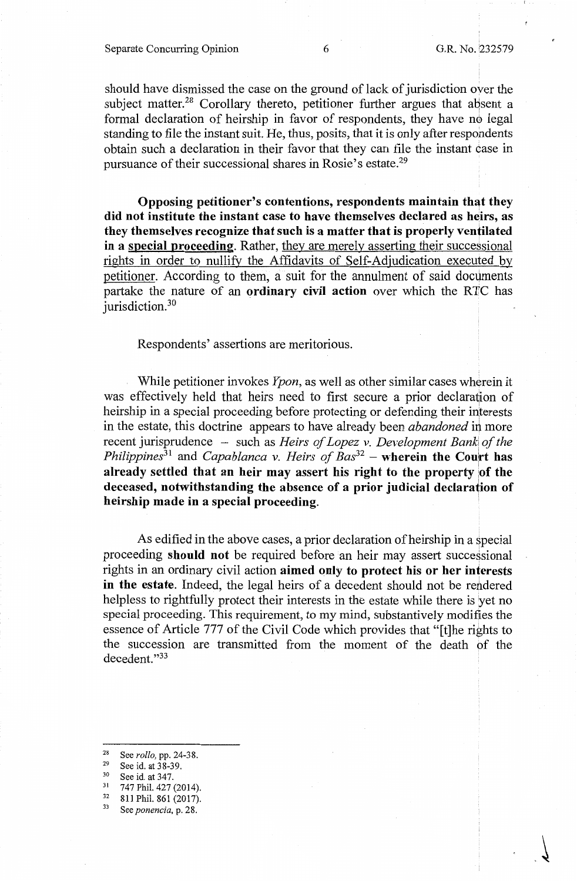should have dismissed the case on the ground of lack of jurisdiction over the subject matter.[28] Corollary thereto, petitioner further argues that absent a formal declaration of heirship in favor of respondents, they have no legal standing to file the instant suit. He, thus, posits, that it is only after respondents obtain such a declaration in their favor that they can file the instant case in pursuance of their successional shares in Rosie's estate.[29]

**Opposing petitioner's contentions, respondents maintain that they did not institute the instant case to have themselves declared as heirs, as they themselves recognize that such is a matter that is properly ventilated in a <u>special proceeding</u>.** Rather, <u>they are merely asserting their successional rights in order to nullify the Affidavits of Self-Adjudication executed by petitioner</u>. According to them, a suit for the annulment of said documents partake the nature of an **ordinary civil action** over which the RTC has jurisdiction.[30]

Respondents' assertions are meritorious.

While petitioner invokes *Ypon*, as well as other similar cases wherein it was effectively held that heirs need to first secure a prior declaration of heirship in a special proceeding before protecting or defending their interests in the estate, this doctrine appears to have already been *abandoned* in more recent jurisprudence – such as *Heirs of Lopez v. Development Bank of the Philippines*[31] and *Capablanca v. Heirs of Bas*[32] – **wherein the Court has already settled that an heir may assert his right to the property of the deceased, notwithstanding the absence of a prior judicial declaration of heirship made in a special proceeding.**

As edified in the above cases, a prior declaration of heirship in a special proceeding **should not** be required before an heir may assert successional rights in an ordinary civil action **aimed only to protect his or her interests in the estate**. Indeed, the legal heirs of a decedent should not be rendered helpless to rightfully protect their interests in the estate while there is yet no special proceeding. This requirement, to my mind, substantively modifies the essence of Article 777 of the Civil Code which provides that "[t]he rights to the succession are transmitted from the moment of the death of the decedent."[33]

---

[28] See *rollo*, pp. 24-38.
[29] See id. at 38-39.
[30] See id. at 347.
[31] 747 Phil. 427 (2014).
[32] 811 Phil. 861 (2017).
[33] See *ponencia*, p. 28.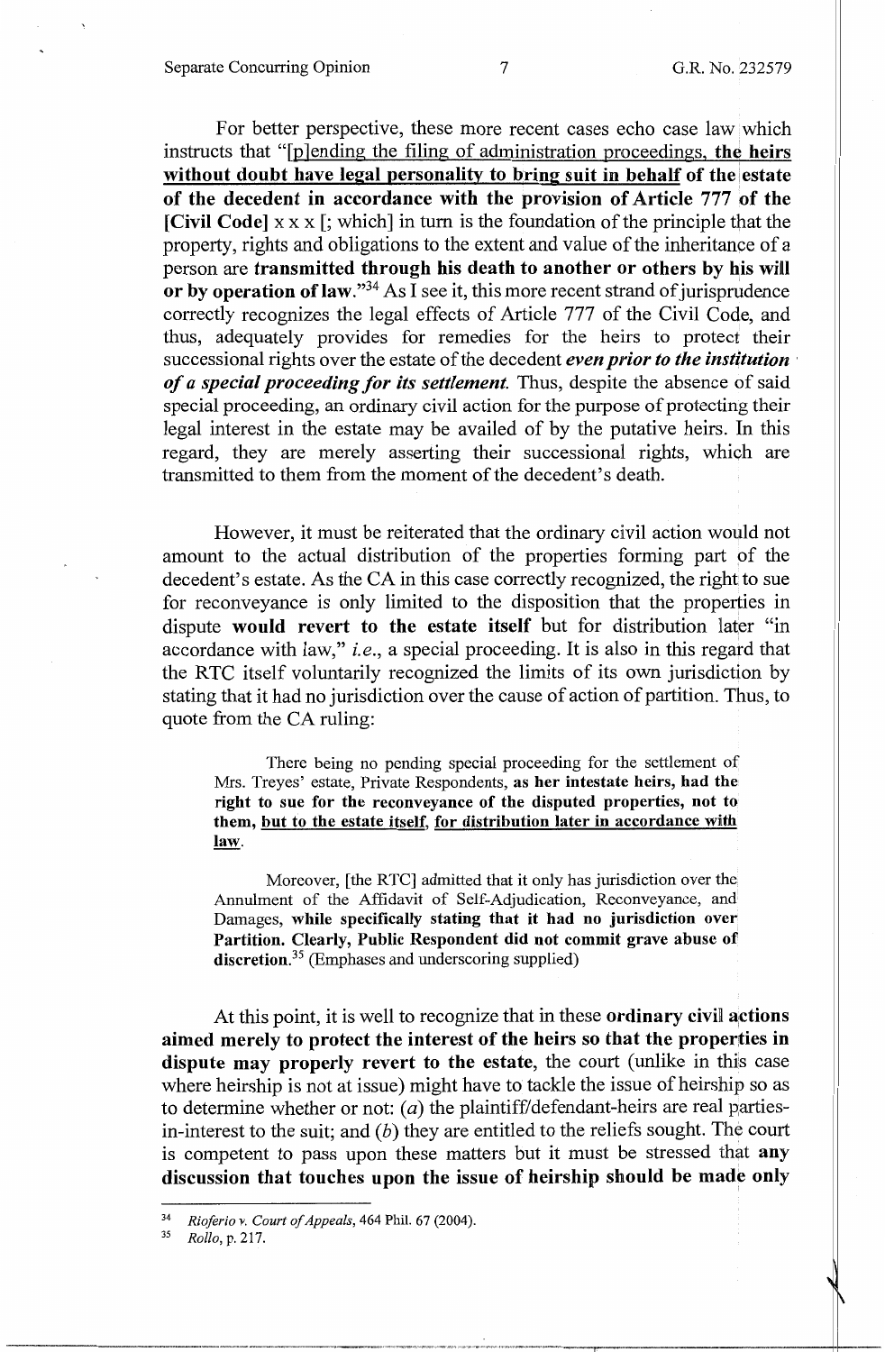For better perspective, these more recent cases echo case law which instructs that "[p]ending the filing of administration proceedings, **the heirs <u>without doubt have legal personality to bring suit in behalf</u> of the estate of the decedent in accordance with the provision of Article 777 of the [Civil Code]** x x x [; which] in turn is the foundation of the principle that the property, rights and obligations to the extent and value of the inheritance of a person are **transmitted through his death to another or others by his will or by operation of law**."[34] As I see it, this more recent strand of jurisprudence correctly recognizes the legal effects of Article 777 of the Civil Code, and thus, adequately provides for remedies for the heirs to protect their successional rights over the estate of the decedent ***even prior to the institution of a special proceeding for its settlement.*** Thus, despite the absence of said special proceeding, an ordinary civil action for the purpose of protecting their legal interest in the estate may be availed of by the putative heirs. In this regard, they are merely asserting their successional rights, which are transmitted to them from the moment of the decedent's death.

However, it must be reiterated that the ordinary civil action would not amount to the actual distribution of the properties forming part of the decedent's estate. As the CA in this case correctly recognized, the right to sue for reconveyance is only limited to the disposition that the properties in dispute **would revert to the estate itself** but for distribution later "in accordance with law," *i.e.*, a special proceeding. It is also in this regard that the RTC itself voluntarily recognized the limits of its own jurisdiction by stating that it had no jurisdiction over the cause of action of partition. Thus, to quote from the CA ruling:

> There being no pending special proceeding for the settlement of Mrs. Treyes' estate, Private Respondents, **as her intestate heirs, had the right to sue for the reconveyance of the disputed properties, not to them, <u>but to the estate itself</u>, <u>for distribution later in accordance with law</u>.**
>
> Moreover, [the RTC] admitted that it only has jurisdiction over the Annulment of the Affidavit of Self-Adjudication, Reconveyance, and Damages, **while specifically stating that it had no jurisdiction over Partition. Clearly, Public Respondent did not commit grave abuse of discretion.**[35] (Emphases and underscoring supplied)

At this point, it is well to recognize that in these **ordinary civil actions aimed merely to protect the interest of the heirs so that the properties in dispute may properly revert to the estate**, the court (unlike in this case where heirship is not at issue) might have to tackle the issue of heirship so as to determine whether or not: (*a*) the plaintiff/defendant-heirs are real parties-in-interest to the suit; and (*b*) they are entitled to the reliefs sought. The court is competent to pass upon these matters but it must be stressed that **any discussion that touches upon the issue of heirship should be made only**

---

[34] *Riofierio v. Court of Appeals*, 464 Phil. 67 (2004).

[35] *Rollo*, p. 217.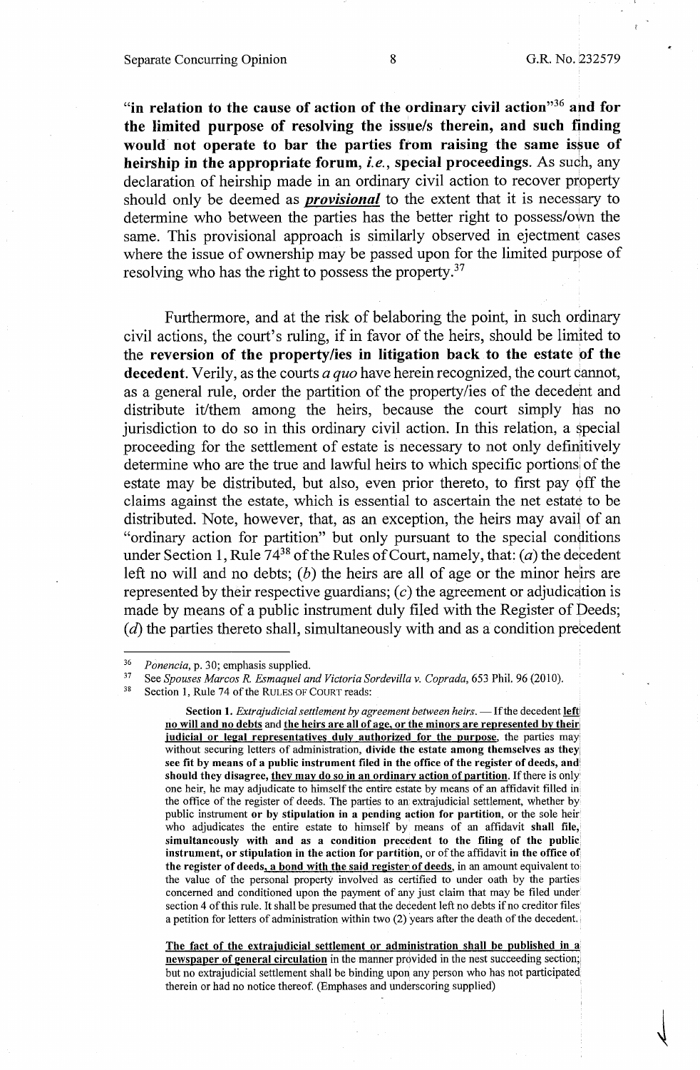**"in relation to the cause of action of the ordinary civil action"**[36] **and for the limited purpose of resolving the issue/s therein, and such finding would not operate to bar the parties from raising the same issue of heirship in the appropriate forum,** ***i.e.*****, special proceedings.** As such, any declaration of heirship made in an ordinary civil action to recover property should only be deemed as ***provisional*** to the extent that it is necessary to determine who between the parties has the better right to possess/own the same. This provisional approach is similarly observed in ejectment cases where the issue of ownership may be passed upon for the limited purpose of resolving who has the right to possess the property.[37]

Furthermore, and at the risk of belaboring the point, in such ordinary civil actions, the court's ruling, if in favor of the heirs, should be limited to the **reversion of the property/ies in litigation back to the estate of the decedent.** Verily, as the courts *a quo* have herein recognized, the court cannot, as a general rule, order the partition of the property/ies of the decedent and distribute it/them among the heirs, because the court simply has no jurisdiction to do so in this ordinary civil action. In this relation, a special proceeding for the settlement of estate is necessary to not only definitively determine who are the true and lawful heirs to which specific portions of the estate may be distributed, but also, even prior thereto, to first pay off the claims against the estate, which is essential to ascertain the net estate to be distributed. Note, however, that, as an exception, the heirs may avail of an "ordinary action for partition" but only pursuant to the special conditions under Section 1, Rule 74[38] of the Rules of Court, namely, that: (*a*) the decedent left no will and no debts; (*b*) the heirs are all of age or the minor heirs are represented by their respective guardians; (*c*) the agreement or adjudication is made by means of a public instrument duly filed with the Register of Deeds; (*d*) the parties thereto shall, simultaneously with and as a condition precedent

---

[36] *Ponencia*, p. 30; emphasis supplied.

[37] See *Spouses Marcos R. Esmaquel and Victoria Sordevilla v. Coprada*, 653 Phil. 96 (2010).

[38] Section 1, Rule 74 of the RULES OF COURT reads:

> **Section 1.** *Extrajudicial settlement by agreement between heirs.* — If the decedent **<u>left no will and no debts</u>** and **<u>the heirs are all of age, or the minors are represented by their judicial or legal representatives duly authorized for the purpose</u>**, the parties may without securing letters of administration, **divide the estate among themselves as they see fit by means of a public instrument filed in the office of the register of deeds, and should they disagree, <u>they may do so in an ordinary action of partition</u>.** If there is only one heir, he may adjudicate to himself the entire estate by means of an affidavit filled in the office of the register of deeds. The parties to an extrajudicial settlement, whether by public instrument **or by stipulation in a pending action for partition**, or the sole heir who adjudicates the entire estate to himself by means of an affidavit **shall file, simultaneously with and as a condition precedent to the filing of the public instrument, or stipulation in the action for partition,** or of the affidavit **in the office of the register of deeds<u>, a bond with the said register of deeds</u>**, in an amount equivalent to the value of the personal property involved as certified to under oath by the parties concerned and conditioned upon the payment of any just claim that may be filed under section 4 of this rule. It shall be presumed that the decedent left no debts if no creditor files a petition for letters of administration within two (2) years after the death of the decedent.
>
> **<u>The fact of the extrajudicial settlement or administration shall be published in a newspaper of general circulation</u>** in the manner provided in the nest succeeding section; but no extrajudicial settlement shall be binding upon any person who has not participated therein or had no notice thereof. (Emphases and underscoring supplied)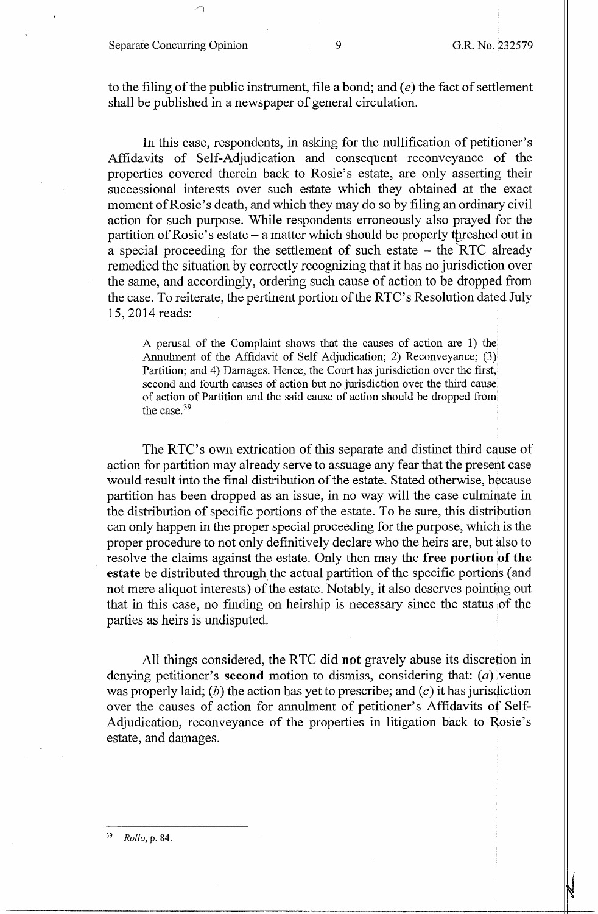to the filing of the public instrument, file a bond; and (*e*) the fact of settlement shall be published in a newspaper of general circulation.

In this case, respondents, in asking for the nullification of petitioner's Affidavits of Self-Adjudication and consequent reconveyance of the properties covered therein back to Rosie's estate, are only asserting their successional interests over such estate which they obtained at the exact moment of Rosie's death, and which they may do so by filing an ordinary civil action for such purpose. While respondents erroneously also prayed for the partition of Rosie's estate – a matter which should be properly threshed out in a special proceeding for the settlement of such estate – the RTC already remedied the situation by correctly recognizing that it has no jurisdiction over the same, and accordingly, ordering such cause of action to be dropped from the case. To reiterate, the pertinent portion of the RTC's Resolution dated July 15, 2014 reads:

> A perusal of the Complaint shows that the causes of action are 1) the Annulment of the Affidavit of Self Adjudication; 2) Reconveyance; (3) Partition; and 4) Damages. Hence, the Court has jurisdiction over the first, second and fourth causes of action but no jurisdiction over the third cause of action of Partition and the said cause of action should be dropped from the case.[39]

The RTC's own extrication of this separate and distinct third cause of action for partition may already serve to assuage any fear that the present case would result into the final distribution of the estate. Stated otherwise, because partition has been dropped as an issue, in no way will the case culminate in the distribution of specific portions of the estate. To be sure, this distribution can only happen in the proper special proceeding for the purpose, which is the proper procedure to not only definitively declare who the heirs are, but also to resolve the claims against the estate. Only then may the **free portion of the estate** be distributed through the actual partition of the specific portions (and not mere aliquot interests) of the estate. Notably, it also deserves pointing out that in this case, no finding on heirship is necessary since the status of the parties as heirs is undisputed.

All things considered, the RTC did **not** gravely abuse its discretion in denying petitioner's **second** motion to dismiss, considering that: (*a*) venue was properly laid; (*b*) the action has yet to prescribe; and (*c*) it has jurisdiction over the causes of action for annulment of petitioner's Affidavits of Self-Adjudication, reconveyance of the properties in litigation back to Rosie's estate, and damages.

---

[39] *Rollo*, p. 84.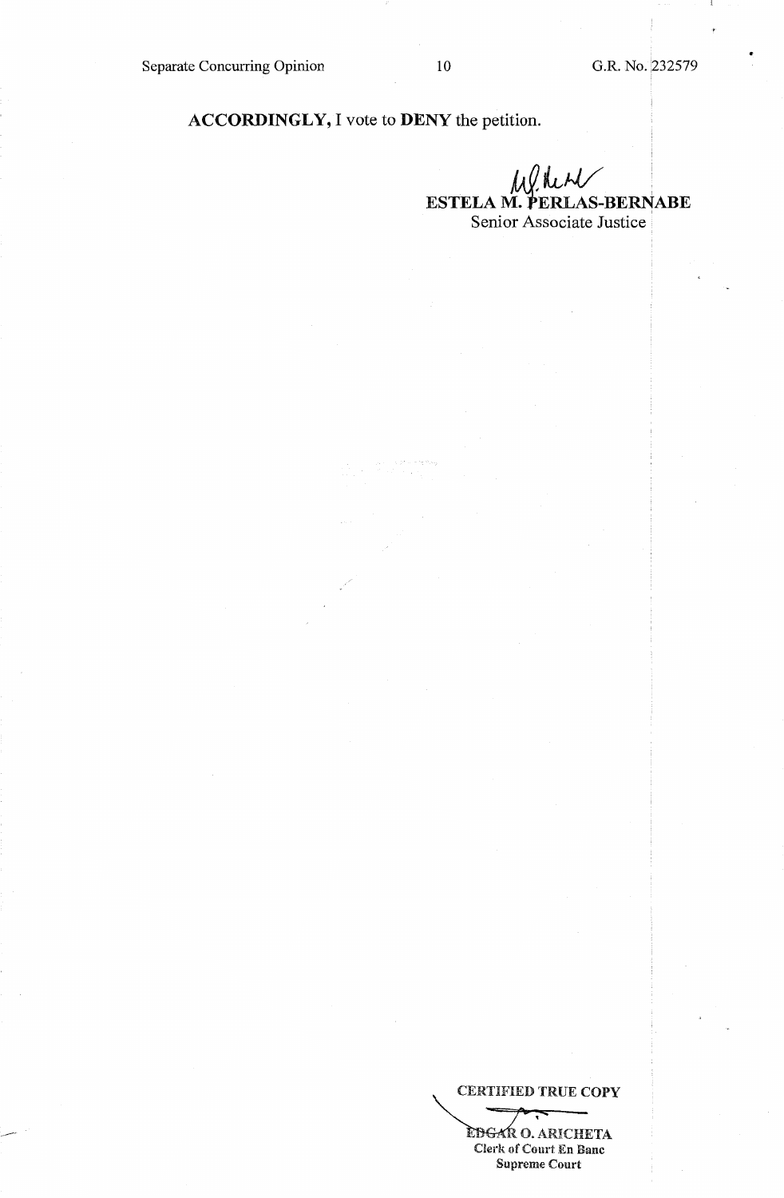**ACCORDINGLY,** I vote to **DENY** the petition.

**ESTELA M. PERLAS-BERNABE**
Senior Associate Justice

CERTIFIED TRUE COPY

EDGAR O. ARICHETA
Clerk of Court En Banc
Supreme Court